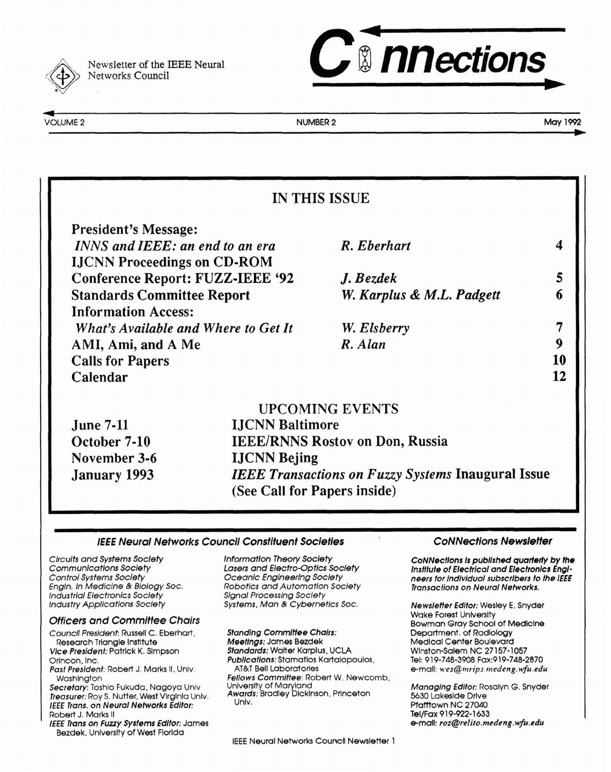Newsletter of the IEEE Neural Networks Council

# CoNNections

VOLUME 2 — NUMBER 2 — May 1992

## IN THIS ISSUE

| | | |
|---|---|---|
| **President's Message:** *INNS and IEEE: an end to an era* | *R. Eberhart* | 4 |
| **IJCNN Proceedings on CD-ROM** | | |
| **Conference Report: FUZZ-IEEE '92** | *J. Bezdek* | 5 |
| **Standards Committee Report** | *W. Karplus & M.L. Padgett* | 6 |
| **Information Access:** *What's Available and Where to Get It* | *W. Elsberry* | 7 |
| **AMI, Ami, and A Me** | *R. Alan* | 9 |
| **Calls for Papers** | | 10 |
| **Calendar** | | 12 |

## UPCOMING EVENTS

| | |
|---|---|
| **June 7-11** | **IJCNN Baltimore** |
| **October 7-10** | **IEEE/RNNS Rostov on Don, Russia** |
| **November 3-6** | **IJCNN Bejing** |
| **January 1993** | ***IEEE Transactions on Fuzzy Systems* Inaugural Issue (See Call for Papers inside)** |

### *IEEE Neural Networks Council Constituent Societies*

*Circuits and Systems Society*
*Communications Society*
*Control Systems Society*
*Engin. in Medicine & Biology Soc.*
*Industrial Electronics Society*
*Industry Applications Society*
*Information Theory Society*
*Lasers and Electro-Optics Society*
*Oceanic Engineering Society*
*Robotics and Automation Society*
*Signal Processing Society*
*Systems, Man & Cybernetics Soc.*

### *Officers and Committee Chairs*

*Council President:* Russell C. Eberhart, Research Triangle Institute
*Vice President:* Patrick K. Simpson Orincon, Inc.
*Past President:* Robert J. Marks II, Univ. Washington
*Secretary:* Toshio Fukuda, Nagoya Univ
*Treasurer:* Roy S. Nutter, West Virginia Univ.
*IEEE Trans. on Neural Networks Editor:* Robert J. Marks II
*IEEE Trans on Fuzzy Systems Editor:* James Bezdek, University of West Florida

*Standing Committee Chairs:*
*Meetings:* James Bezdek
*Standards:* Walter Karplus, UCLA
*Publications:* Stamatios Kartalopoulos, AT&T Bell Laboratories
*Fellows Committee:* Robert W. Newcomb, University of Maryland
*Awards:* Bradley Dickinson, Princeton Univ.

### *CoNNections Newsletter*

***CoNNections is published quarterly by the Institute of Electrical and Electronics Engineers for individual subscribers to the IEEE Transactions on Neural Networks.***

*Newsletter Editor:* Wesley E. Snyder
Wake Forest University
Bowman Gray School of Medicine
Department. of Radiology
Medical Center Boulevard
Winston-Salem NC 27157-1057
Tel: 919-748-3908 Fax:919-748-2870
e-mail: *wes@mrips.medeng.wfu.edu*

*Managing Editor:* Rosalyn G. Snyder
5630 Lakeside Drive
Pfafftown NC 27040
Tel/Fax 919-922-1633
e-mail: *roz@relito.medeng.wfu.edu*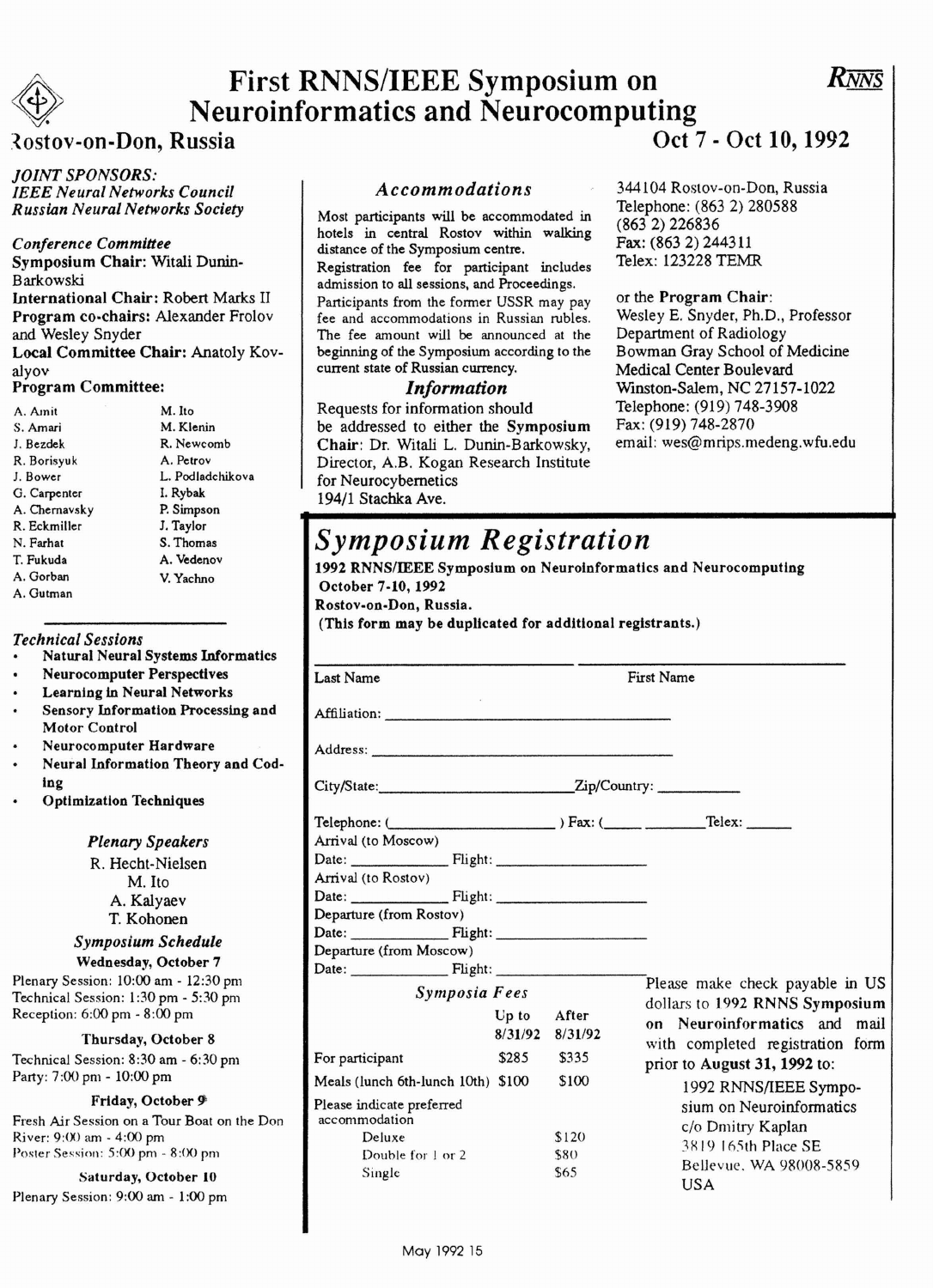# First RNNS/IEEE Symposium on Neuroinformatics and Neurocomputing

**Rostov-on-Don, Russia** — **Oct 7 - Oct 10, 1992**

***JOINT SPONSORS:***
***IEEE Neural Networks Council***
***Russian Neural Networks Society***

*Conference Committee*

**Symposium Chair**: Witali Dunin-Barkowski
**International Chair**: Robert Marks II
**Program co-chairs**: Alexander Frolov and Wesley Snyder
**Local Committee Chair**: Anatoly Kovalyov
**Program Committee:**

| | |
|---|---|
| A. Amit | M. Ito |
| S. Amari | M. Klenin |
| J. Bezdek | R. Newcomb |
| R. Borisyuk | A. Petrov |
| J. Bower | L. Podladchikova |
| G. Carpenter | I. Rybak |
| A. Chernavsky | P. Simpson |
| R. Eckmiller | J. Taylor |
| N. Farhat | S. Thomas |
| T. Fukuda | A. Vedenov |
| A. Gorban | V. Yachno |
| A. Gutman | |

## *Technical Sessions*

- **Natural Neural Systems Informatics**
- **Neurocomputer Perspectives**
- **Learning in Neural Networks**
- **Sensory Information Processing and Motor Control**
- **Neurocomputer Hardware**
- **Neural Information Theory and Coding**
- **Optimization Techniques**

## *Plenary Speakers*

R. Hecht-Nielsen
M. Ito
A. Kalyaev
T. Kohonen

## *Symposium Schedule*

**Wednesday, October 7**
Plenary Session: 10:00 am - 12:30 pm
Technical Session: 1:30 pm - 5:30 pm
Reception: 6:00 pm - 8:00 pm

**Thursday, October 8**
Technical Session: 8:30 am - 6:30 pm
Party: 7:00 pm - 10:00 pm

**Friday, October 9**
Fresh Air Session on a Tour Boat on the Don River: 9:00 am - 4:00 pm
Poster Session: 5:00 pm - 8:00 pm

**Saturday, October 10**
Plenary Session: 9:00 am - 1:00 pm

## *Accommodations*

Most participants will be accommodated in hotels in central Rostov within walking distance of the Symposium centre.

Registration fee for participant includes admission to all sessions, and Proceedings.

Participants from the former USSR may pay fee and accommodations in Russian rubles. The fee amount will be announced at the beginning of the Symposium according to the current state of Russian currency.

## *Information*

Requests for information should be addressed to either the **Symposium Chair**: Dr. Witali L. Dunin-Barkowsky, Director, A.B. Kogan Research Institute for Neurocybernetics
194/1 Stachka Ave.
344104 Rostov-on-Don, Russia
Telephone: (863 2) 280588
(863 2) 226836
Fax: (863 2) 244311
Telex: 123228 TEMR

or the **Program Chair**:
Wesley E. Snyder, Ph.D., Professor
Department of Radiology
Bowman Gray School of Medicine
Medical Center Boulevard
Winston-Salem, NC 27157-1022
Telephone: (919) 748-3908
Fax: (919) 748-2870
email: wes@mrips.medeng.wfu.edu

## *Symposium Registration*

**1992 RNNS/IEEE Symposium on Neuroinformatics and Neurocomputing**
**October 7-10, 1992**
**Rostov-on-Don, Russia.**
**(This form may be duplicated for additional registrants.)**

Last Name ____________________ First Name ____________________

Affiliation: ____________________

Address: ____________________

City/State: ____________________ Zip/Country: __________

Telephone: (__________) Fax: (____ ________ Telex: ______

Arrival (to Moscow)
Date: __________ Flight: __________

Arrival (to Rostov)
Date: __________ Flight: __________

Departure (from Rostov)
Date: __________ Flight: __________

Departure (from Moscow)
Date: __________ Flight: __________

### *Symposia Fees*

| | Up to 8/31/92 | After 8/31/92 |
|---|---|---|
| For participant | $285 | $335 |
| Meals (lunch 6th-lunch 10th) | $100 | $100 |
| Please indicate preferred accommodation | | |
| Deluxe | | $120 |
| Double for 1 or 2 | | $80 |
| Single | | $65 |

Please make check payable in US dollars to 1992 RNNS Symposium on Neuroinformatics and mail with completed registration form prior to **August 31, 1992** to:

1992 RNNS/IEEE Symposium on Neuroinformatics
c/o Dmitry Kaplan
3819 165th Place SE
Bellevue, WA 98008-5859
USA